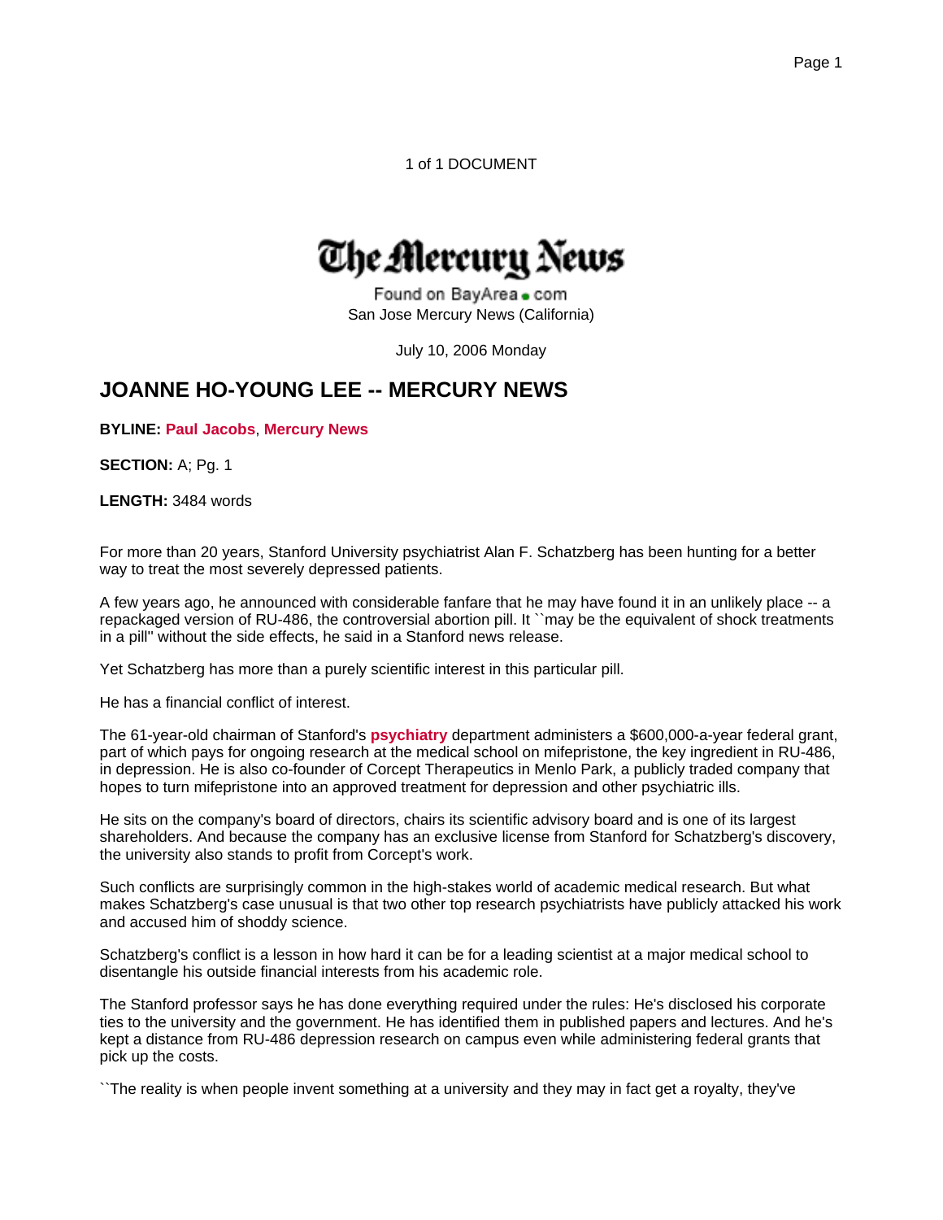1 of 1 DOCUMENT

The Mercury News

Found on BayArea.com
San Jose Mercury News (California)

July 10, 2006 Monday

## JOANNE HO-YOUNG LEE -- MERCURY NEWS

**BYLINE:** Paul Jacobs, Mercury News

**SECTION:** A; Pg. 1

**LENGTH:** 3484 words

For more than 20 years, Stanford University psychiatrist Alan F. Schatzberg has been hunting for a better way to treat the most severely depressed patients.

A few years ago, he announced with considerable fanfare that he may have found it in an unlikely place -- a repackaged version of RU-486, the controversial abortion pill. It ``may be the equivalent of shock treatments in a pill'' without the side effects, he said in a Stanford news release.

Yet Schatzberg has more than a purely scientific interest in this particular pill.

He has a financial conflict of interest.

The 61-year-old chairman of Stanford's psychiatry department administers a $600,000-a-year federal grant, part of which pays for ongoing research at the medical school on mifepristone, the key ingredient in RU-486, in depression. He is also co-founder of Corcept Therapeutics in Menlo Park, a publicly traded company that hopes to turn mifepristone into an approved treatment for depression and other psychiatric ills.

He sits on the company's board of directors, chairs its scientific advisory board and is one of its largest shareholders. And because the company has an exclusive license from Stanford for Schatzberg's discovery, the university also stands to profit from Corcept's work.

Such conflicts are surprisingly common in the high-stakes world of academic medical research. But what makes Schatzberg's case unusual is that two other top research psychiatrists have publicly attacked his work and accused him of shoddy science.

Schatzberg's conflict is a lesson in how hard it can be for a leading scientist at a major medical school to disentangle his outside financial interests from his academic role.

The Stanford professor says he has done everything required under the rules: He's disclosed his corporate ties to the university and the government. He has identified them in published papers and lectures. And he's kept a distance from RU-486 depression research on campus even while administering federal grants that pick up the costs.

``The reality is when people invent something at a university and they may in fact get a royalty, they've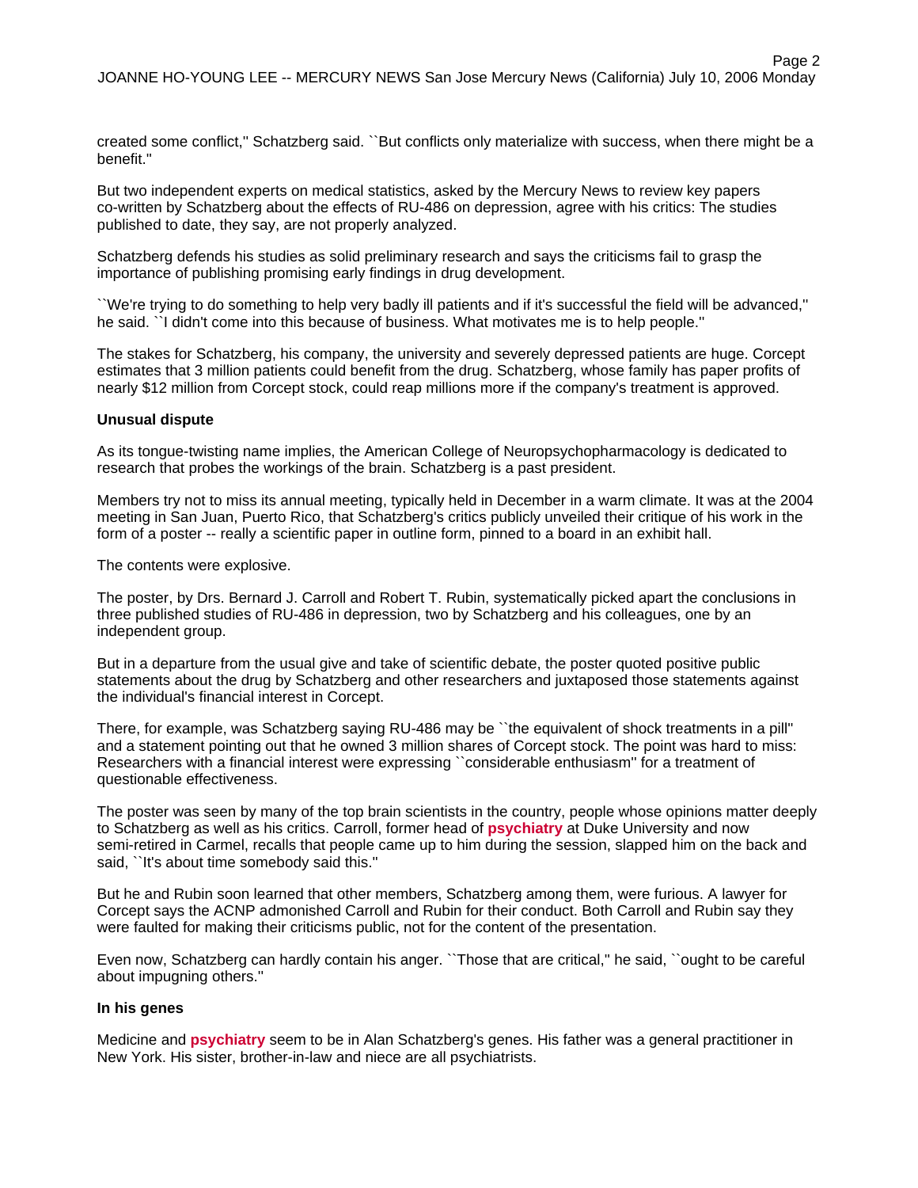created some conflict,'' Schatzberg said. ``But conflicts only materialize with success, when there might be a benefit.''

But two independent experts on medical statistics, asked by the Mercury News to review key papers co-written by Schatzberg about the effects of RU-486 on depression, agree with his critics: The studies published to date, they say, are not properly analyzed.

Schatzberg defends his studies as solid preliminary research and says the criticisms fail to grasp the importance of publishing promising early findings in drug development.

``We're trying to do something to help very badly ill patients and if it's successful the field will be advanced,'' he said. ``I didn't come into this because of business. What motivates me is to help people.''

The stakes for Schatzberg, his company, the university and severely depressed patients are huge. Corcept estimates that 3 million patients could benefit from the drug. Schatzberg, whose family has paper profits of nearly $12 million from Corcept stock, could reap millions more if the company's treatment is approved.

**Unusual dispute**

As its tongue-twisting name implies, the American College of Neuropsychopharmacology is dedicated to research that probes the workings of the brain. Schatzberg is a past president.

Members try not to miss its annual meeting, typically held in December in a warm climate. It was at the 2004 meeting in San Juan, Puerto Rico, that Schatzberg's critics publicly unveiled their critique of his work in the form of a poster -- really a scientific paper in outline form, pinned to a board in an exhibit hall.

The contents were explosive.

The poster, by Drs. Bernard J. Carroll and Robert T. Rubin, systematically picked apart the conclusions in three published studies of RU-486 in depression, two by Schatzberg and his colleagues, one by an independent group.

But in a departure from the usual give and take of scientific debate, the poster quoted positive public statements about the drug by Schatzberg and other researchers and juxtaposed those statements against the individual's financial interest in Corcept.

There, for example, was Schatzberg saying RU-486 may be ``the equivalent of shock treatments in a pill'' and a statement pointing out that he owned 3 million shares of Corcept stock. The point was hard to miss: Researchers with a financial interest were expressing ``considerable enthusiasm'' for a treatment of questionable effectiveness.

The poster was seen by many of the top brain scientists in the country, people whose opinions matter deeply to Schatzberg as well as his critics. Carroll, former head of **psychiatry** at Duke University and now semi-retired in Carmel, recalls that people came up to him during the session, slapped him on the back and said, ``It's about time somebody said this.''

But he and Rubin soon learned that other members, Schatzberg among them, were furious. A lawyer for Corcept says the ACNP admonished Carroll and Rubin for their conduct. Both Carroll and Rubin say they were faulted for making their criticisms public, not for the content of the presentation.

Even now, Schatzberg can hardly contain his anger. ``Those that are critical,'' he said, ``ought to be careful about impugning others.''

**In his genes**

Medicine and **psychiatry** seem to be in Alan Schatzberg's genes. His father was a general practitioner in New York. His sister, brother-in-law and niece are all psychiatrists.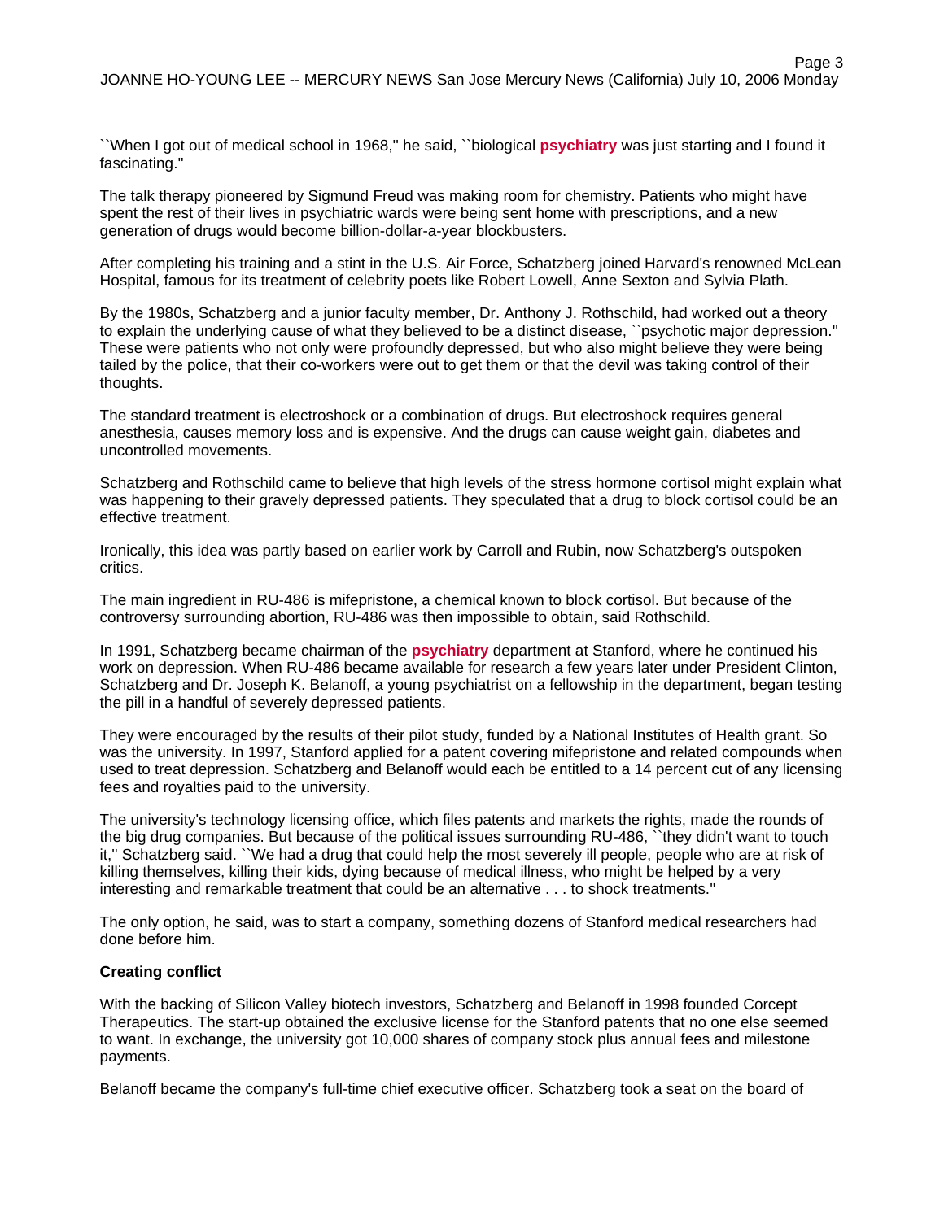``When I got out of medical school in 1968,'' he said, ``biological **psychiatry** was just starting and I found it fascinating.''

The talk therapy pioneered by Sigmund Freud was making room for chemistry. Patients who might have spent the rest of their lives in psychiatric wards were being sent home with prescriptions, and a new generation of drugs would become billion-dollar-a-year blockbusters.

After completing his training and a stint in the U.S. Air Force, Schatzberg joined Harvard's renowned McLean Hospital, famous for its treatment of celebrity poets like Robert Lowell, Anne Sexton and Sylvia Plath.

By the 1980s, Schatzberg and a junior faculty member, Dr. Anthony J. Rothschild, had worked out a theory to explain the underlying cause of what they believed to be a distinct disease, ``psychotic major depression.'' These were patients who not only were profoundly depressed, but who also might believe they were being tailed by the police, that their co-workers were out to get them or that the devil was taking control of their thoughts.

The standard treatment is electroshock or a combination of drugs. But electroshock requires general anesthesia, causes memory loss and is expensive. And the drugs can cause weight gain, diabetes and uncontrolled movements.

Schatzberg and Rothschild came to believe that high levels of the stress hormone cortisol might explain what was happening to their gravely depressed patients. They speculated that a drug to block cortisol could be an effective treatment.

Ironically, this idea was partly based on earlier work by Carroll and Rubin, now Schatzberg's outspoken critics.

The main ingredient in RU-486 is mifepristone, a chemical known to block cortisol. But because of the controversy surrounding abortion, RU-486 was then impossible to obtain, said Rothschild.

In 1991, Schatzberg became chairman of the **psychiatry** department at Stanford, where he continued his work on depression. When RU-486 became available for research a few years later under President Clinton, Schatzberg and Dr. Joseph K. Belanoff, a young psychiatrist on a fellowship in the department, began testing the pill in a handful of severely depressed patients.

They were encouraged by the results of their pilot study, funded by a National Institutes of Health grant. So was the university. In 1997, Stanford applied for a patent covering mifepristone and related compounds when used to treat depression. Schatzberg and Belanoff would each be entitled to a 14 percent cut of any licensing fees and royalties paid to the university.

The university's technology licensing office, which files patents and markets the rights, made the rounds of the big drug companies. But because of the political issues surrounding RU-486, ``they didn't want to touch it,'' Schatzberg said. ``We had a drug that could help the most severely ill people, people who are at risk of killing themselves, killing their kids, dying because of medical illness, who might be helped by a very interesting and remarkable treatment that could be an alternative . . . to shock treatments.''

The only option, he said, was to start a company, something dozens of Stanford medical researchers had done before him.

**Creating conflict**

With the backing of Silicon Valley biotech investors, Schatzberg and Belanoff in 1998 founded Corcept Therapeutics. The start-up obtained the exclusive license for the Stanford patents that no one else seemed to want. In exchange, the university got 10,000 shares of company stock plus annual fees and milestone payments.

Belanoff became the company's full-time chief executive officer. Schatzberg took a seat on the board of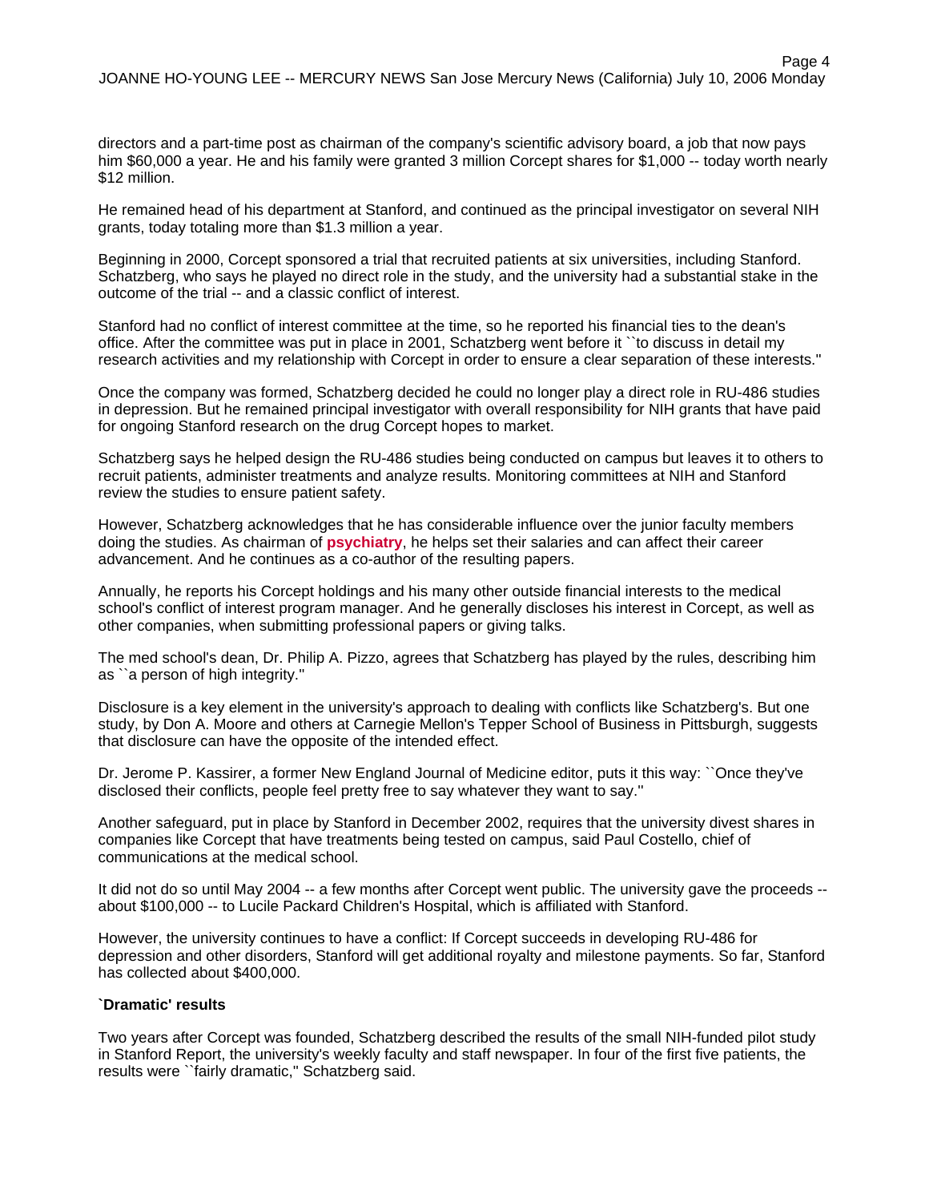directors and a part-time post as chairman of the company's scientific advisory board, a job that now pays him $60,000 a year. He and his family were granted 3 million Corcept shares for $1,000 -- today worth nearly $12 million.

He remained head of his department at Stanford, and continued as the principal investigator on several NIH grants, today totaling more than $1.3 million a year.

Beginning in 2000, Corcept sponsored a trial that recruited patients at six universities, including Stanford. Schatzberg, who says he played no direct role in the study, and the university had a substantial stake in the outcome of the trial -- and a classic conflict of interest.

Stanford had no conflict of interest committee at the time, so he reported his financial ties to the dean's office. After the committee was put in place in 2001, Schatzberg went before it ``to discuss in detail my research activities and my relationship with Corcept in order to ensure a clear separation of these interests.''

Once the company was formed, Schatzberg decided he could no longer play a direct role in RU-486 studies in depression. But he remained principal investigator with overall responsibility for NIH grants that have paid for ongoing Stanford research on the drug Corcept hopes to market.

Schatzberg says he helped design the RU-486 studies being conducted on campus but leaves it to others to recruit patients, administer treatments and analyze results. Monitoring committees at NIH and Stanford review the studies to ensure patient safety.

However, Schatzberg acknowledges that he has considerable influence over the junior faculty members doing the studies. As chairman of **psychiatry**, he helps set their salaries and can affect their career advancement. And he continues as a co-author of the resulting papers.

Annually, he reports his Corcept holdings and his many other outside financial interests to the medical school's conflict of interest program manager. And he generally discloses his interest in Corcept, as well as other companies, when submitting professional papers or giving talks.

The med school's dean, Dr. Philip A. Pizzo, agrees that Schatzberg has played by the rules, describing him as ``a person of high integrity.''

Disclosure is a key element in the university's approach to dealing with conflicts like Schatzberg's. But one study, by Don A. Moore and others at Carnegie Mellon's Tepper School of Business in Pittsburgh, suggests that disclosure can have the opposite of the intended effect.

Dr. Jerome P. Kassirer, a former New England Journal of Medicine editor, puts it this way: ``Once they've disclosed their conflicts, people feel pretty free to say whatever they want to say.''

Another safeguard, put in place by Stanford in December 2002, requires that the university divest shares in companies like Corcept that have treatments being tested on campus, said Paul Costello, chief of communications at the medical school.

It did not do so until May 2004 -- a few months after Corcept went public. The university gave the proceeds -- about $100,000 -- to Lucile Packard Children's Hospital, which is affiliated with Stanford.

However, the university continues to have a conflict: If Corcept succeeds in developing RU-486 for depression and other disorders, Stanford will get additional royalty and milestone payments. So far, Stanford has collected about $400,000.

**`Dramatic' results**

Two years after Corcept was founded, Schatzberg described the results of the small NIH-funded pilot study in Stanford Report, the university's weekly faculty and staff newspaper. In four of the first five patients, the results were ``fairly dramatic,'' Schatzberg said.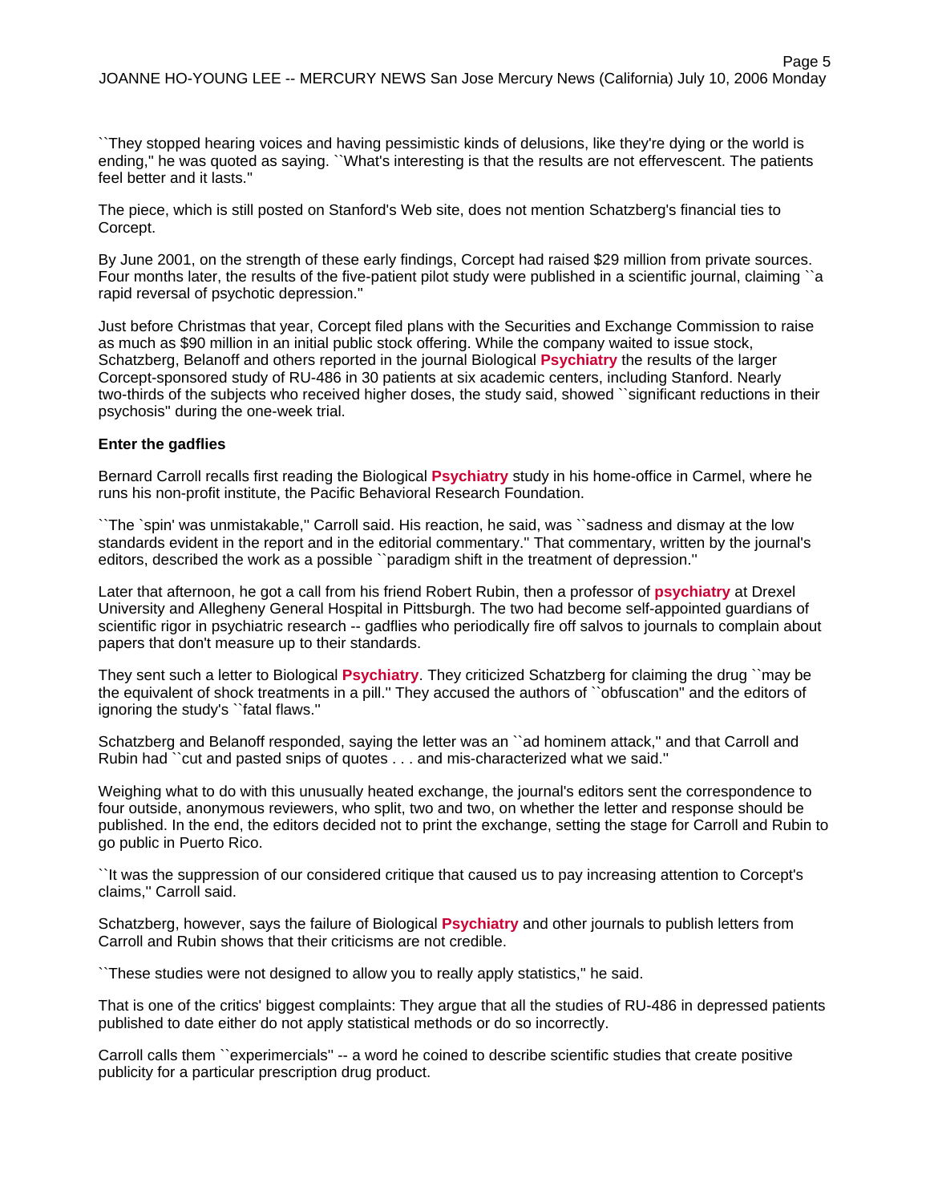``They stopped hearing voices and having pessimistic kinds of delusions, like they're dying or the world is ending,'' he was quoted as saying. ``What's interesting is that the results are not effervescent. The patients feel better and it lasts.''

The piece, which is still posted on Stanford's Web site, does not mention Schatzberg's financial ties to Corcept.

By June 2001, on the strength of these early findings, Corcept had raised $29 million from private sources. Four months later, the results of the five-patient pilot study were published in a scientific journal, claiming ``a rapid reversal of psychotic depression.''

Just before Christmas that year, Corcept filed plans with the Securities and Exchange Commission to raise as much as $90 million in an initial public stock offering. While the company waited to issue stock, Schatzberg, Belanoff and others reported in the journal Biological **Psychiatry** the results of the larger Corcept-sponsored study of RU-486 in 30 patients at six academic centers, including Stanford. Nearly two-thirds of the subjects who received higher doses, the study said, showed ``significant reductions in their psychosis'' during the one-week trial.

**Enter the gadflies**

Bernard Carroll recalls first reading the Biological **Psychiatry** study in his home-office in Carmel, where he runs his non-profit institute, the Pacific Behavioral Research Foundation.

``The `spin' was unmistakable,'' Carroll said. His reaction, he said, was ``sadness and dismay at the low standards evident in the report and in the editorial commentary.'' That commentary, written by the journal's editors, described the work as a possible ``paradigm shift in the treatment of depression.''

Later that afternoon, he got a call from his friend Robert Rubin, then a professor of **psychiatry** at Drexel University and Allegheny General Hospital in Pittsburgh. The two had become self-appointed guardians of scientific rigor in psychiatric research -- gadflies who periodically fire off salvos to journals to complain about papers that don't measure up to their standards.

They sent such a letter to Biological **Psychiatry**. They criticized Schatzberg for claiming the drug ``may be the equivalent of shock treatments in a pill.'' They accused the authors of ``obfuscation'' and the editors of ignoring the study's ``fatal flaws.''

Schatzberg and Belanoff responded, saying the letter was an ``ad hominem attack,'' and that Carroll and Rubin had ``cut and pasted snips of quotes . . . and mis-characterized what we said.''

Weighing what to do with this unusually heated exchange, the journal's editors sent the correspondence to four outside, anonymous reviewers, who split, two and two, on whether the letter and response should be published. In the end, the editors decided not to print the exchange, setting the stage for Carroll and Rubin to go public in Puerto Rico.

``It was the suppression of our considered critique that caused us to pay increasing attention to Corcept's claims,'' Carroll said.

Schatzberg, however, says the failure of Biological **Psychiatry** and other journals to publish letters from Carroll and Rubin shows that their criticisms are not credible.

``These studies were not designed to allow you to really apply statistics,'' he said.

That is one of the critics' biggest complaints: They argue that all the studies of RU-486 in depressed patients published to date either do not apply statistical methods or do so incorrectly.

Carroll calls them ``experimercials'' -- a word he coined to describe scientific studies that create positive publicity for a particular prescription drug product.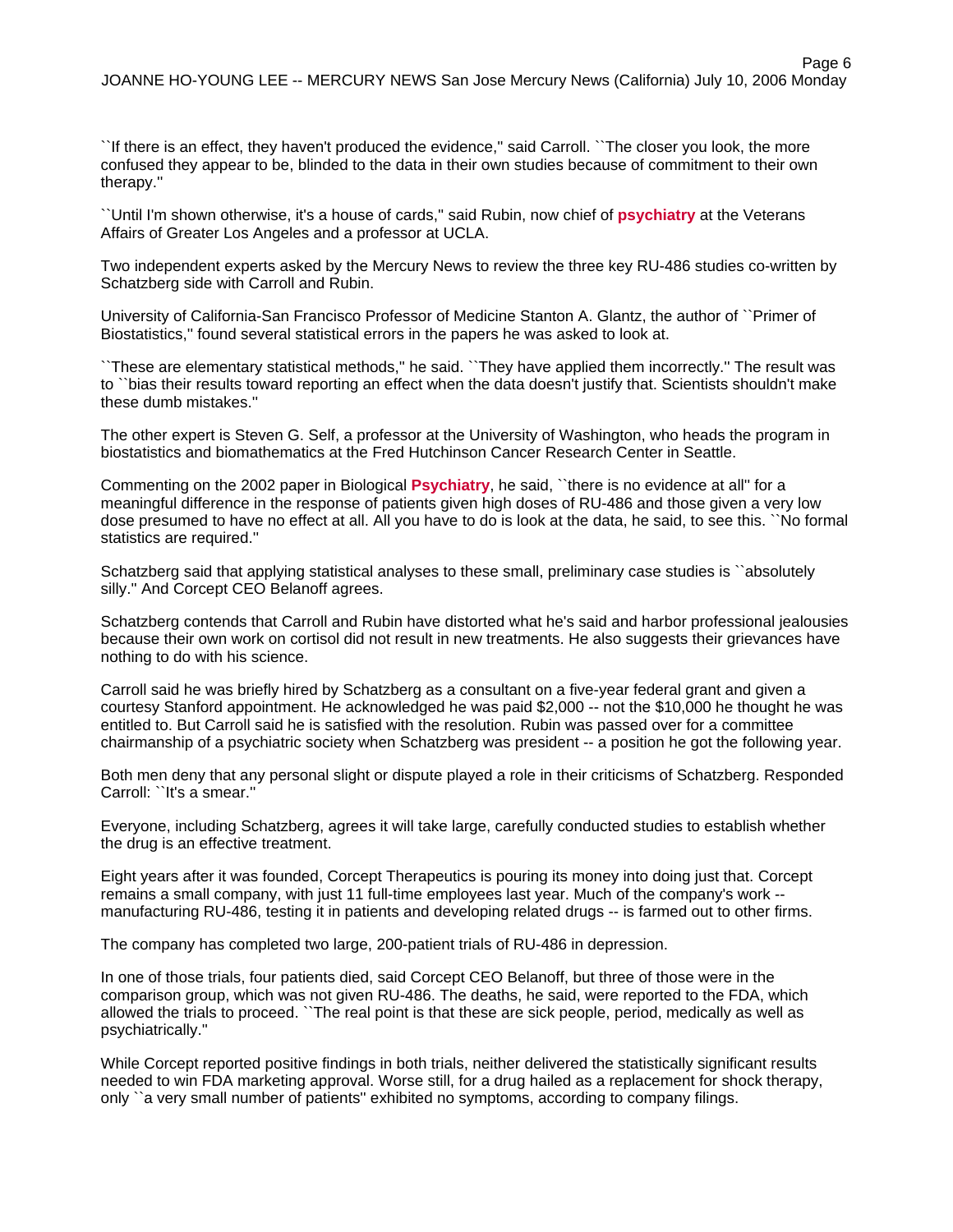``If there is an effect, they haven't produced the evidence,'' said Carroll. ``The closer you look, the more confused they appear to be, blinded to the data in their own studies because of commitment to their own therapy.''

``Until I'm shown otherwise, it's a house of cards,'' said Rubin, now chief of **psychiatry** at the Veterans Affairs of Greater Los Angeles and a professor at UCLA.

Two independent experts asked by the Mercury News to review the three key RU-486 studies co-written by Schatzberg side with Carroll and Rubin.

University of California-San Francisco Professor of Medicine Stanton A. Glantz, the author of ``Primer of Biostatistics,'' found several statistical errors in the papers he was asked to look at.

``These are elementary statistical methods,'' he said. ``They have applied them incorrectly.'' The result was to ``bias their results toward reporting an effect when the data doesn't justify that. Scientists shouldn't make these dumb mistakes.''

The other expert is Steven G. Self, a professor at the University of Washington, who heads the program in biostatistics and biomathematics at the Fred Hutchinson Cancer Research Center in Seattle.

Commenting on the 2002 paper in Biological **Psychiatry**, he said, ``there is no evidence at all'' for a meaningful difference in the response of patients given high doses of RU-486 and those given a very low dose presumed to have no effect at all. All you have to do is look at the data, he said, to see this. ``No formal statistics are required.''

Schatzberg said that applying statistical analyses to these small, preliminary case studies is ``absolutely silly.'' And Corcept CEO Belanoff agrees.

Schatzberg contends that Carroll and Rubin have distorted what he's said and harbor professional jealousies because their own work on cortisol did not result in new treatments. He also suggests their grievances have nothing to do with his science.

Carroll said he was briefly hired by Schatzberg as a consultant on a five-year federal grant and given a courtesy Stanford appointment. He acknowledged he was paid $2,000 -- not the $10,000 he thought he was entitled to. But Carroll said he is satisfied with the resolution. Rubin was passed over for a committee chairmanship of a psychiatric society when Schatzberg was president -- a position he got the following year.

Both men deny that any personal slight or dispute played a role in their criticisms of Schatzberg. Responded Carroll: ``It's a smear.''

Everyone, including Schatzberg, agrees it will take large, carefully conducted studies to establish whether the drug is an effective treatment.

Eight years after it was founded, Corcept Therapeutics is pouring its money into doing just that. Corcept remains a small company, with just 11 full-time employees last year. Much of the company's work -- manufacturing RU-486, testing it in patients and developing related drugs -- is farmed out to other firms.

The company has completed two large, 200-patient trials of RU-486 in depression.

In one of those trials, four patients died, said Corcept CEO Belanoff, but three of those were in the comparison group, which was not given RU-486. The deaths, he said, were reported to the FDA, which allowed the trials to proceed. ``The real point is that these are sick people, period, medically as well as psychiatrically.''

While Corcept reported positive findings in both trials, neither delivered the statistically significant results needed to win FDA marketing approval. Worse still, for a drug hailed as a replacement for shock therapy, only ``a very small number of patients'' exhibited no symptoms, according to company filings.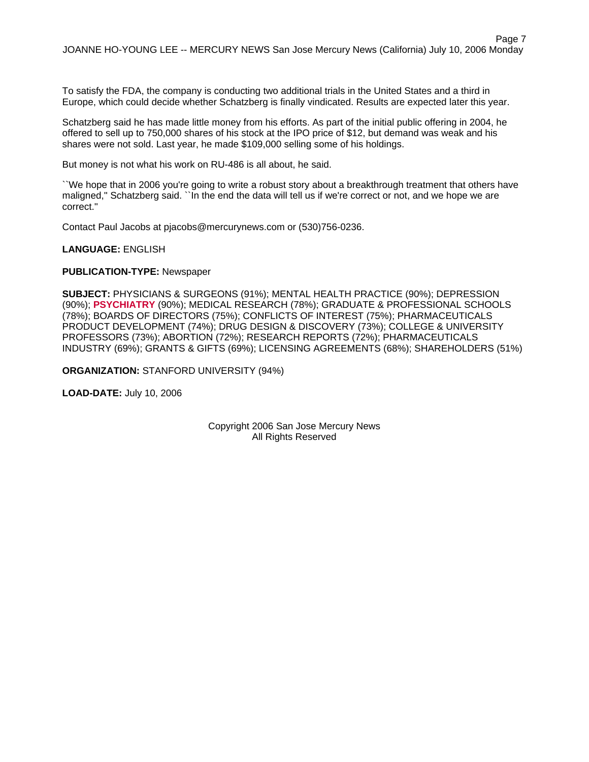To satisfy the FDA, the company is conducting two additional trials in the United States and a third in Europe, which could decide whether Schatzberg is finally vindicated. Results are expected later this year.

Schatzberg said he has made little money from his efforts. As part of the initial public offering in 2004, he offered to sell up to 750,000 shares of his stock at the IPO price of $12, but demand was weak and his shares were not sold. Last year, he made $109,000 selling some of his holdings.

But money is not what his work on RU-486 is all about, he said.

``We hope that in 2006 you're going to write a robust story about a breakthrough treatment that others have maligned,'' Schatzberg said. ``In the end the data will tell us if we're correct or not, and we hope we are correct.''

Contact Paul Jacobs at pjacobs@mercurynews.com or (530)756-0236.

**LANGUAGE:** ENGLISH

**PUBLICATION-TYPE:** Newspaper

**SUBJECT:** PHYSICIANS & SURGEONS (91%); MENTAL HEALTH PRACTICE (90%); DEPRESSION (90%); **PSYCHIATRY** (90%); MEDICAL RESEARCH (78%); GRADUATE & PROFESSIONAL SCHOOLS (78%); BOARDS OF DIRECTORS (75%); CONFLICTS OF INTEREST (75%); PHARMACEUTICALS PRODUCT DEVELOPMENT (74%); DRUG DESIGN & DISCOVERY (73%); COLLEGE & UNIVERSITY PROFESSORS (73%); ABORTION (72%); RESEARCH REPORTS (72%); PHARMACEUTICALS INDUSTRY (69%); GRANTS & GIFTS (69%); LICENSING AGREEMENTS (68%); SHAREHOLDERS (51%)

**ORGANIZATION:** STANFORD UNIVERSITY (94%)

**LOAD-DATE:** July 10, 2006

Copyright 2006 San Jose Mercury News
All Rights Reserved